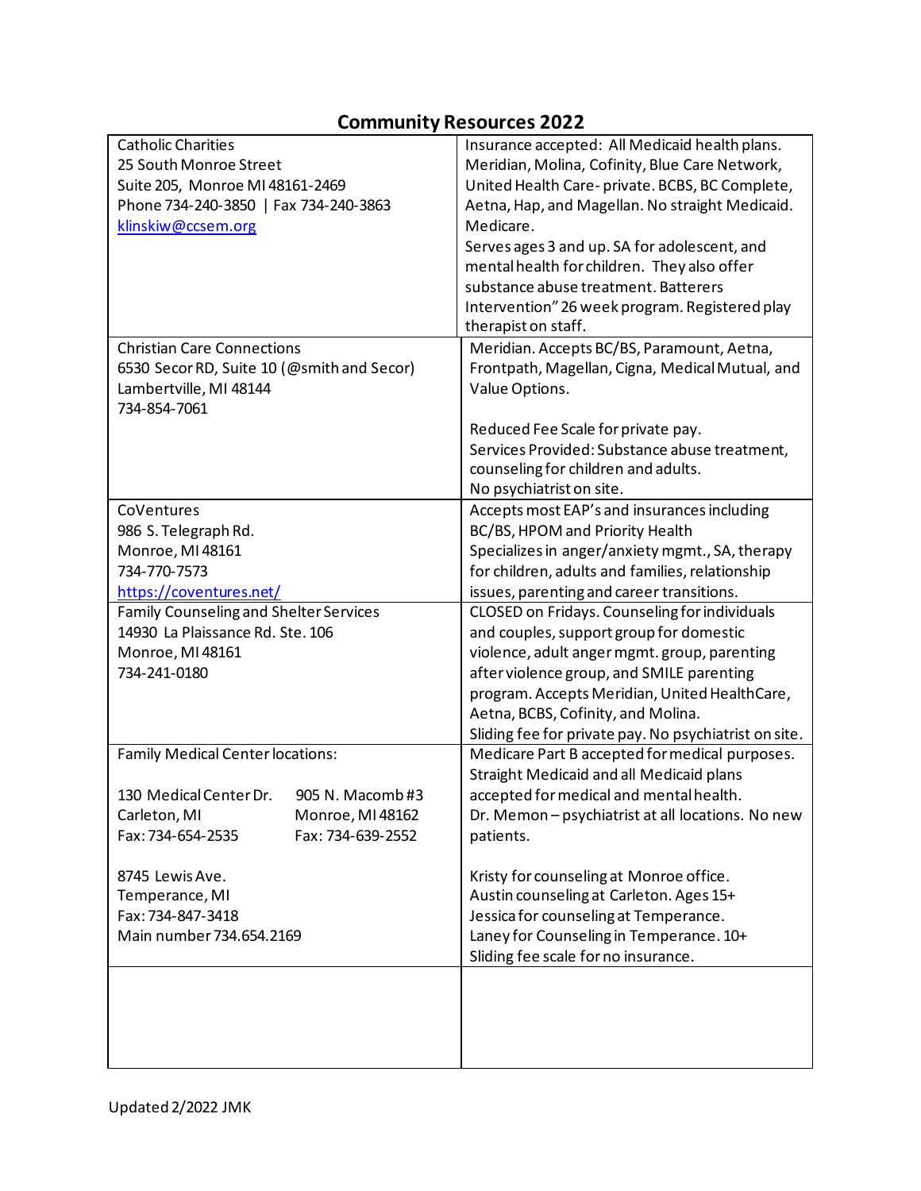# Community Resources 2022

| | |
|---|---|
| Catholic Charities<br>25 South Monroe Street<br>Suite 205, Monroe MI 48161-2469<br>Phone 734-240-3850 \| Fax 734-240-3863<br>klinskiw@ccsem.org | Insurance accepted: All Medicaid health plans. Meridian, Molina, Cofinity, Blue Care Network, United Health Care- private. BCBS, BC Complete, Aetna, Hap, and Magellan. No straight Medicaid. Medicare.<br>Serves ages 3 and up. SA for adolescent, and mental health for children. They also offer substance abuse treatment. Batterers Intervention" 26 week program. Registered play therapist on staff. |
| Christian Care Connections<br>6530 Secor RD, Suite 10 (@smith and Secor)<br>Lambertville, MI 48144<br>734-854-7061 | Meridian. Accepts BC/BS, Paramount, Aetna, Frontpath, Magellan, Cigna, Medical Mutual, and Value Options.<br><br>Reduced Fee Scale for private pay.<br>Services Provided: Substance abuse treatment, counseling for children and adults.<br>No psychiatrist on site. |
| CoVentures<br>986 S. Telegraph Rd.<br>Monroe, MI 48161<br>734-770-7573<br>https://coventures.net/ | Accepts most EAP's and insurances including BC/BS, HPOM and Priority Health<br>Specializes in anger/anxiety mgmt., SA, therapy for children, adults and families, relationship issues, parenting and career transitions. |
| Family Counseling and Shelter Services<br>14930 La Plaissance Rd. Ste. 106<br>Monroe, MI 48161<br>734-241-0180 | CLOSED on Fridays. Counseling for individuals and couples, support group for domestic violence, adult anger mgmt. group, parenting after violence group, and SMILE parenting program. Accepts Meridian, United HealthCare, Aetna, BCBS, Cofinity, and Molina.<br>Sliding fee for private pay. No psychiatrist on site. |
| Family Medical Center locations:<br><br>130 Medical Center Dr.<br>Carleton, MI<br>Fax: 734-654-2535<br><br>905 N. Macomb #3<br>Monroe, MI 48162<br>Fax: 734-639-2552<br><br>8745 Lewis Ave.<br>Temperance, MI<br>Fax: 734-847-3418<br>Main number 734.654.2169 | Medicare Part B accepted for medical purposes. Straight Medicaid and all Medicaid plans accepted for medical and mental health.<br>Dr. Memon – psychiatrist at all locations. No new patients.<br><br>Kristy for counseling at Monroe office.<br>Austin counseling at Carleton. Ages 15+<br>Jessica for counseling at Temperance.<br>Laney for Counseling in Temperance. 10+<br>Sliding fee scale for no insurance. |
| | |

Updated 2/2022 JMK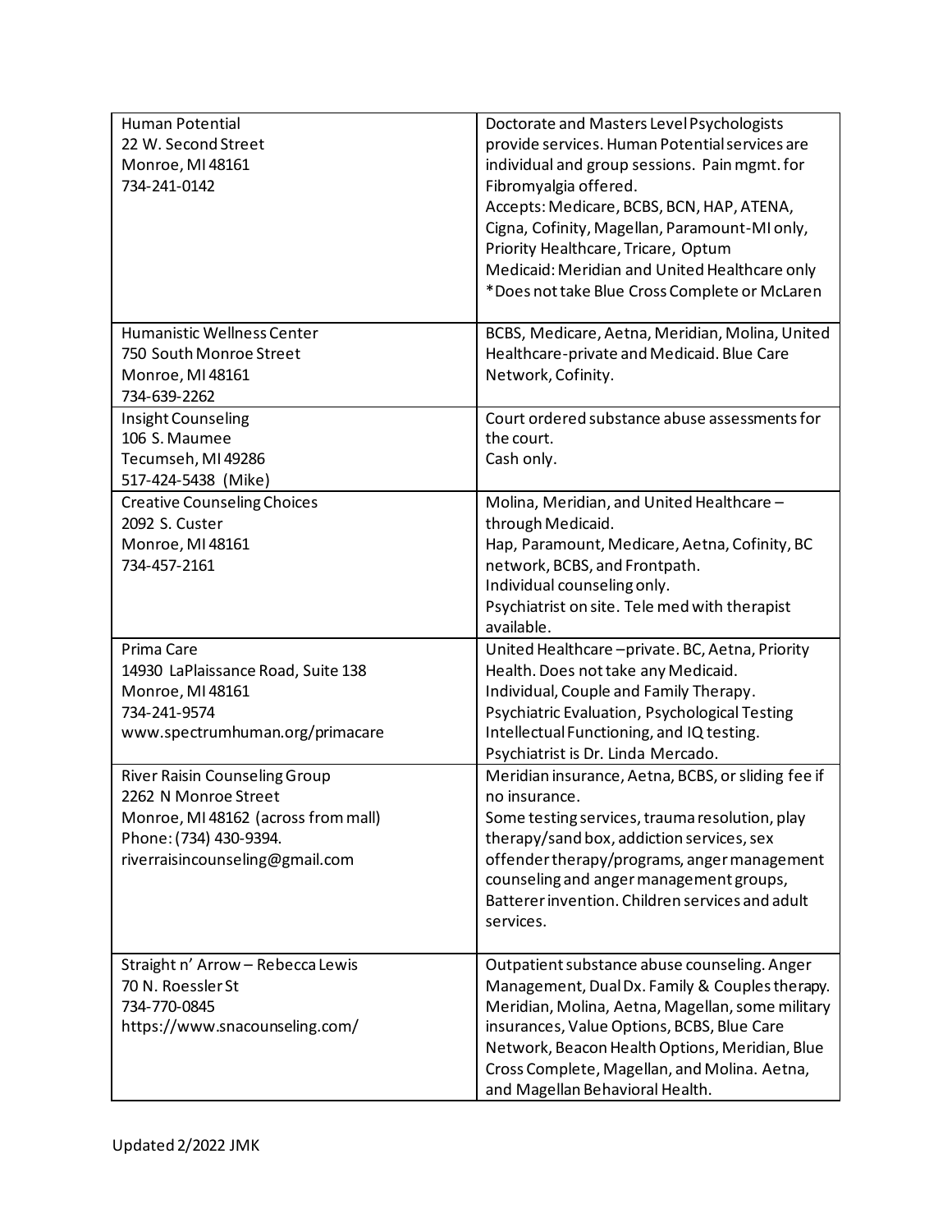| | |
|---|---|
| Human Potential<br>22 W. Second Street<br>Monroe, MI 48161<br>734-241-0142 | Doctorate and Masters Level Psychologists provide services. Human Potential services are individual and group sessions. Pain mgmt. for Fibromyalgia offered.<br>Accepts: Medicare, BCBS, BCN, HAP, ATENA, Cigna, Cofinity, Magellan, Paramount-MI only, Priority Healthcare, Tricare, Optum<br>Medicaid: Meridian and United Healthcare only<br>*Does not take Blue Cross Complete or McLaren |
| Humanistic Wellness Center<br>750 South Monroe Street<br>Monroe, MI 48161<br>734-639-2262 | BCBS, Medicare, Aetna, Meridian, Molina, United Healthcare-private and Medicaid. Blue Care Network, Cofinity. |
| Insight Counseling<br>106 S. Maumee<br>Tecumseh, MI 49286<br>517-424-5438 (Mike) | Court ordered substance abuse assessments for the court.<br>Cash only. |
| Creative Counseling Choices<br>2092 S. Custer<br>Monroe, MI 48161<br>734-457-2161 | Molina, Meridian, and United Healthcare – through Medicaid.<br>Hap, Paramount, Medicare, Aetna, Cofinity, BC network, BCBS, and Frontpath.<br>Individual counseling only.<br>Psychiatrist on site. Tele med with therapist available. |
| Prima Care<br>14930 LaPlaissance Road, Suite 138<br>Monroe, MI 48161<br>734-241-9574<br>www.spectrumhuman.org/primacare | United Healthcare –private. BC, Aetna, Priority Health. Does not take any Medicaid.<br>Individual, Couple and Family Therapy.<br>Psychiatric Evaluation, Psychological Testing Intellectual Functioning, and IQ testing.<br>Psychiatrist is Dr. Linda Mercado. |
| River Raisin Counseling Group<br>2262 N Monroe Street<br>Monroe, MI 48162 (across from mall)<br>Phone: (734) 430-9394.<br>riverraisincounseling@gmail.com | Meridian insurance, Aetna, BCBS, or sliding fee if no insurance.<br>Some testing services, trauma resolution, play therapy/sand box, addiction services, sex offender therapy/programs, anger management counseling and anger management groups, Batterer invention. Children services and adult services. |
| Straight n' Arrow – Rebecca Lewis<br>70 N. Roessler St<br>734-770-0845<br>https://www.snacounseling.com/ | Outpatient substance abuse counseling. Anger Management, Dual Dx. Family & Couples therapy. Meridian, Molina, Aetna, Magellan, some military insurances, Value Options, BCBS, Blue Care Network, Beacon Health Options, Meridian, Blue Cross Complete, Magellan, and Molina. Aetna, and Magellan Behavioral Health. |

Updated 2/2022 JMK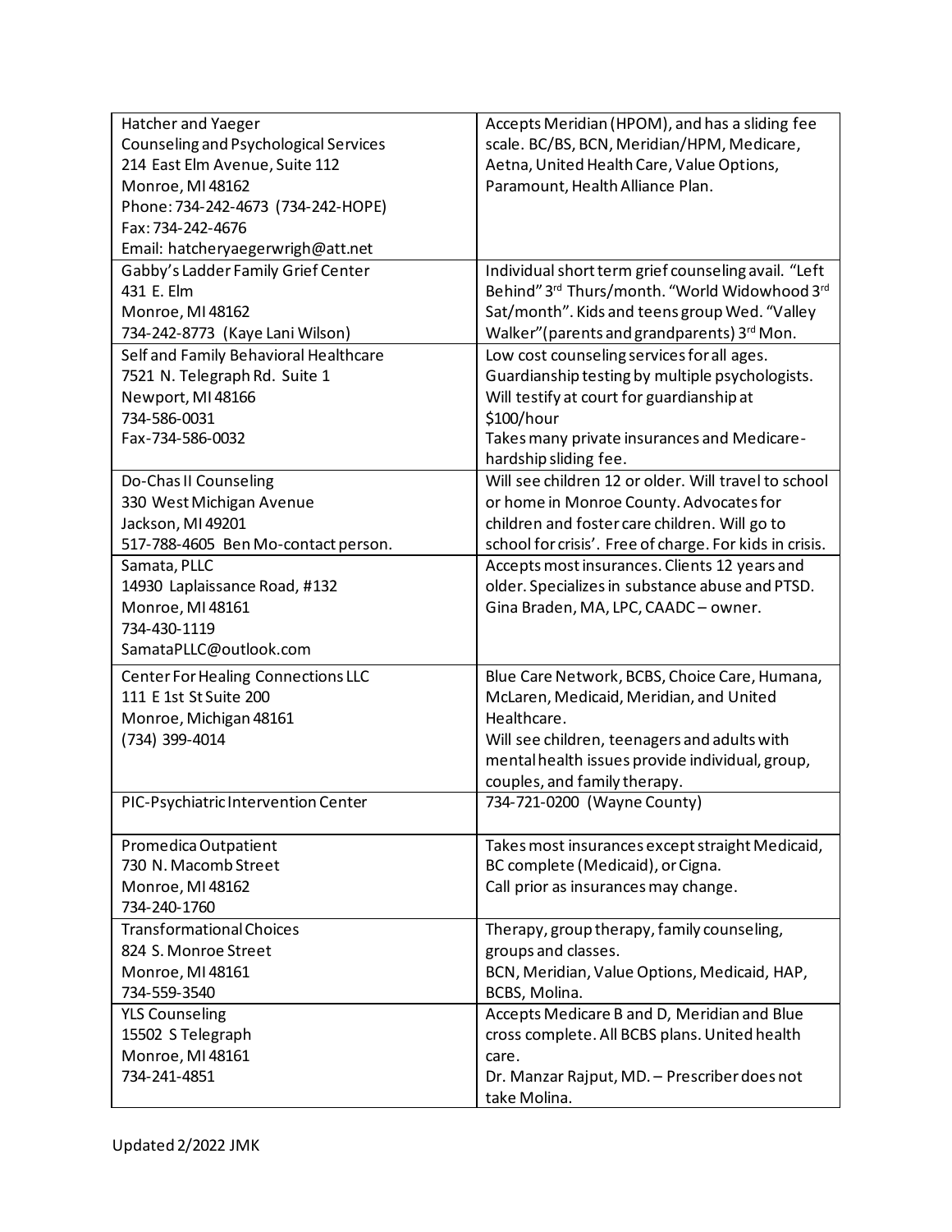| | |
|---|---|
| Hatcher and Yaeger<br>Counseling and Psychological Services<br>214 East Elm Avenue, Suite 112<br>Monroe, MI 48162<br>Phone: 734-242-4673 (734-242-HOPE)<br>Fax: 734-242-4676<br>Email: hatcheryaegerwrigh@att.net | Accepts Meridian (HPOM), and has a sliding fee scale. BC/BS, BCN, Meridian/HPM, Medicare, Aetna, United Health Care, Value Options, Paramount, Health Alliance Plan. |
| Gabby's Ladder Family Grief Center<br>431 E. Elm<br>Monroe, MI 48162<br>734-242-8773 (Kaye Lani Wilson) | Individual short term grief counseling avail. "Left Behind" 3rd Thurs/month. "World Widowhood 3rd Sat/month". Kids and teens group Wed. "Valley Walker"(parents and grandparents) 3rd Mon. |
| Self and Family Behavioral Healthcare<br>7521 N. Telegraph Rd. Suite 1<br>Newport, MI 48166<br>734-586-0031<br>Fax-734-586-0032 | Low cost counseling services for all ages. Guardianship testing by multiple psychologists. Will testify at court for guardianship at $100/hour<br>Takes many private insurances and Medicare- hardship sliding fee. |
| Do-Chas II Counseling<br>330 West Michigan Avenue<br>Jackson, MI 49201<br>517-788-4605 Ben Mo-contact person. | Will see children 12 or older. Will travel to school or home in Monroe County. Advocates for children and foster care children. Will go to school for crisis'. Free of charge. For kids in crisis. |
| Samata, PLLC<br>14930 Laplaissance Road, #132<br>Monroe, MI 48161<br>734-430-1119<br>SamataPLLC@outlook.com | Accepts most insurances. Clients 12 years and older. Specializes in substance abuse and PTSD. Gina Braden, MA, LPC, CAADC – owner. |
| Center For Healing Connections LLC<br>111 E 1st St Suite 200<br>Monroe, Michigan 48161<br>(734) 399-4014 | Blue Care Network, BCBS, Choice Care, Humana, McLaren, Medicaid, Meridian, and United Healthcare.<br>Will see children, teenagers and adults with mental health issues provide individual, group, couples, and family therapy. |
| PIC-Psychiatric Intervention Center | 734-721-0200 (Wayne County) |
| Promedica Outpatient<br>730 N. Macomb Street<br>Monroe, MI 48162<br>734-240-1760 | Takes most insurances except straight Medicaid, BC complete (Medicaid), or Cigna.<br>Call prior as insurances may change. |
| Transformational Choices<br>824 S. Monroe Street<br>Monroe, MI 48161<br>734-559-3540 | Therapy, group therapy, family counseling, groups and classes.<br>BCN, Meridian, Value Options, Medicaid, HAP, BCBS, Molina. |
| YLS Counseling<br>15502 S Telegraph<br>Monroe, MI 48161<br>734-241-4851 | Accepts Medicare B and D, Meridian and Blue cross complete. All BCBS plans. United health care.<br>Dr. Manzar Rajput, MD. – Prescriber does not take Molina. |

Updated 2/2022 JMK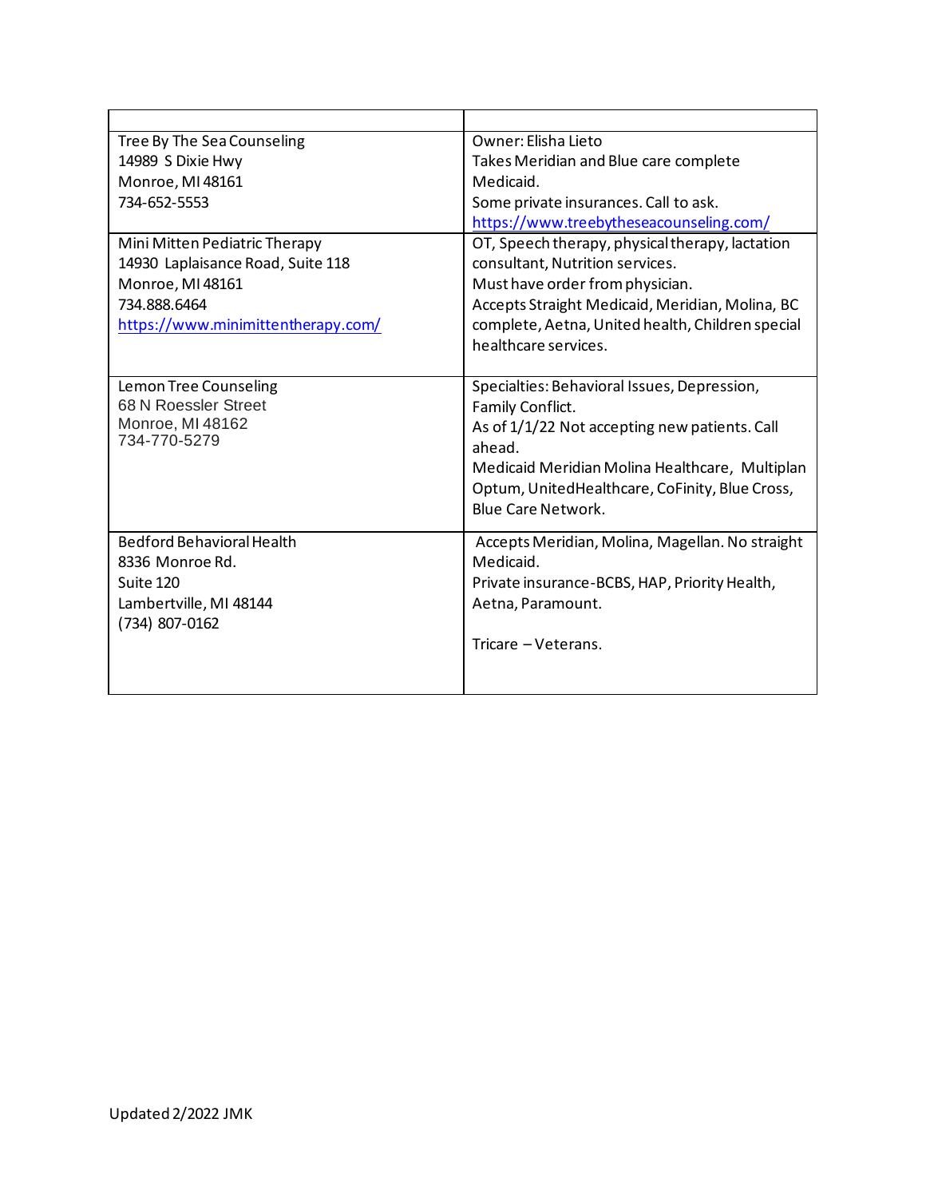| | |
|---|---|
| Tree By The Sea Counseling<br>14989 S Dixie Hwy<br>Monroe, MI 48161<br>734-652-5553 | Owner: Elisha Lieto<br>Takes Meridian and Blue care complete Medicaid.<br>Some private insurances. Call to ask.<br>https://www.treebytheseacounseling.com/ |
| Mini Mitten Pediatric Therapy<br>14930 Laplaisance Road, Suite 118<br>Monroe, MI 48161<br>734.888.6464<br>https://www.minimittentherapy.com/ | OT, Speech therapy, physical therapy, lactation consultant, Nutrition services.<br>Must have order from physician.<br>Accepts Straight Medicaid, Meridian, Molina, BC complete, Aetna, United health, Children special healthcare services. |
| Lemon Tree Counseling<br>68 N Roessler Street<br>Monroe, MI 48162<br>734-770-5279 | Specialties: Behavioral Issues, Depression, Family Conflict.<br>As of 1/1/22 Not accepting new patients. Call ahead.<br>Medicaid Meridian Molina Healthcare, Multiplan Optum, UnitedHealthcare, CoFinity, Blue Cross, Blue Care Network. |
| Bedford Behavioral Health<br>8336 Monroe Rd.<br>Suite 120<br>Lambertville, MI 48144<br>(734) 807-0162 | Accepts Meridian, Molina, Magellan. No straight Medicaid.<br>Private insurance-BCBS, HAP, Priority Health, Aetna, Paramount.<br><br>Tricare – Veterans. |

Updated 2/2022 JMK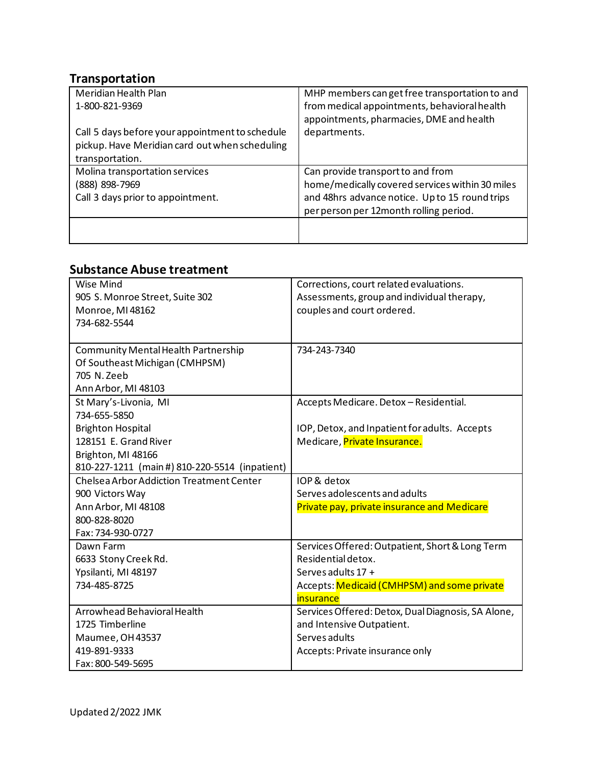## Transportation

| | |
|---|---|
| Meridian Health Plan<br>1-800-821-9369<br><br>Call 5 days before your appointment to schedule pickup. Have Meridian card out when scheduling transportation. | MHP members can get free transportation to and from medical appointments, behavioral health appointments, pharmacies, DME and health departments. |
| Molina transportation services<br>(888) 898-7969<br>Call 3 days prior to appointment. | Can provide transport to and from home/medically covered services within 30 miles and 48hrs advance notice. Up to 15 round trips per person per 12month rolling period. |
| | |

## Substance Abuse treatment

| | |
|---|---|
| Wise Mind<br>905 S. Monroe Street, Suite 302<br>Monroe, MI 48162<br>734-682-5544 | Corrections, court related evaluations. Assessments, group and individual therapy, couples and court ordered. |
| Community Mental Health Partnership Of Southeast Michigan (CMHPSM)<br>705 N. Zeeb<br>Ann Arbor, MI 48103 | 734-243-7340 |
| St Mary's-Livonia, MI<br>734-655-5850<br>Brighton Hospital<br>128151 E. Grand River<br>Brighton, MI 48166<br>810-227-1211 (main #) 810-220-5514 (inpatient) | Accepts Medicare. Detox – Residential.<br><br>IOP, Detox, and Inpatient for adults. Accepts Medicare, Private Insurance. |
| Chelsea Arbor Addiction Treatment Center<br>900 Victors Way<br>Ann Arbor, MI 48108<br>800-828-8020<br>Fax: 734-930-0727 | IOP & detox<br>Serves adolescents and adults<br>Private pay, private insurance and Medicare |
| Dawn Farm<br>6633 Stony Creek Rd.<br>Ypsilanti, MI 48197<br>734-485-8725 | Services Offered: Outpatient, Short & Long Term Residential detox.<br>Serves adults 17 +<br>Accepts: Medicaid (CMHPSM) and some private insurance |
| Arrowhead Behavioral Health<br>1725 Timberline<br>Maumee, OH 43537<br>419-891-9333<br>Fax: 800-549-5695 | Services Offered: Detox, Dual Diagnosis, SA Alone, and Intensive Outpatient.<br>Serves adults<br>Accepts: Private insurance only |

Updated 2/2022 JMK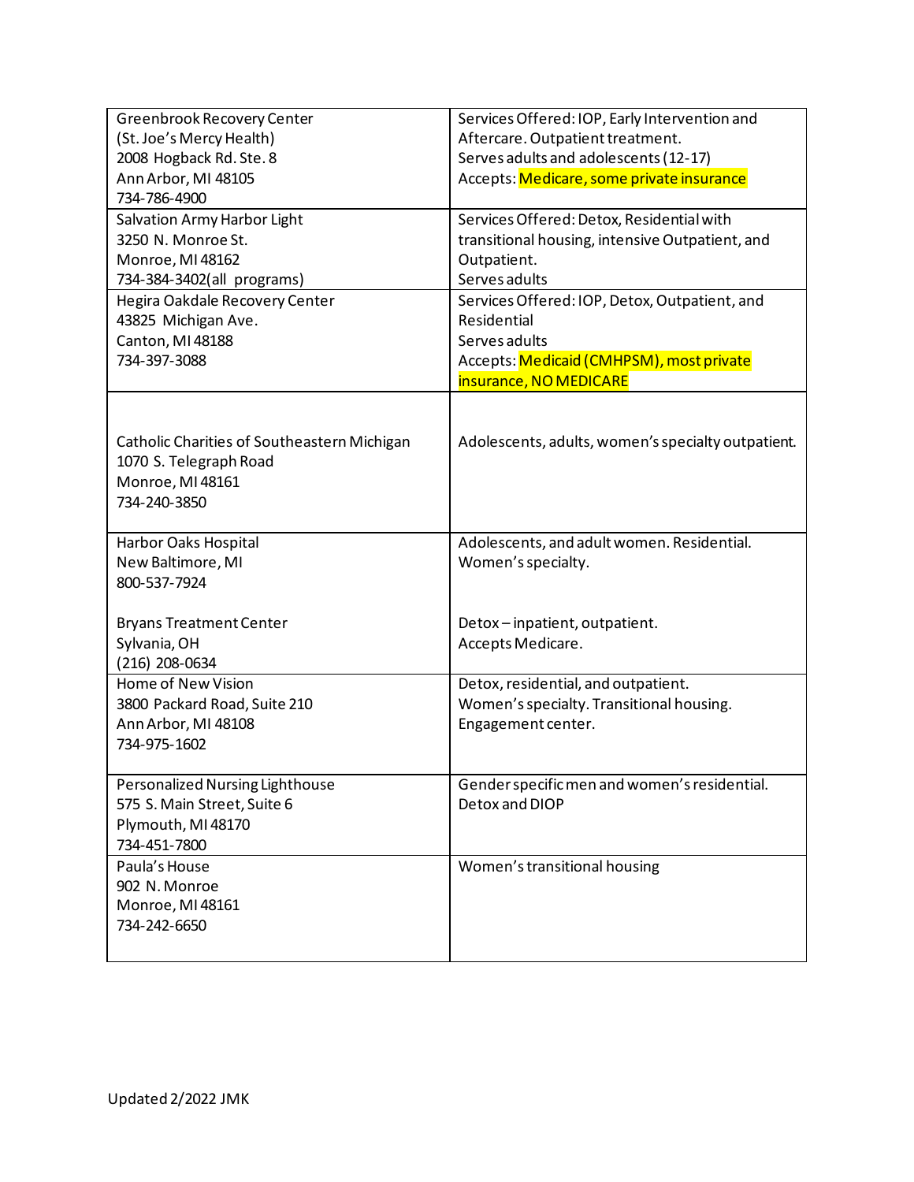| | |
|---|---|
| Greenbrook Recovery Center<br>(St. Joe's Mercy Health)<br>2008 Hogback Rd. Ste. 8<br>Ann Arbor, MI 48105<br>734-786-4900 | Services Offered: IOP, Early Intervention and Aftercare. Outpatient treatment.<br>Serves adults and adolescents (12-17)<br>Accepts: Medicare, some private insurance |
| Salvation Army Harbor Light<br>3250 N. Monroe St.<br>Monroe, MI 48162<br>734-384-3402(all programs) | Services Offered: Detox, Residential with transitional housing, intensive Outpatient, and Outpatient.<br>Serves adults |
| Hegira Oakdale Recovery Center<br>43825 Michigan Ave.<br>Canton, MI 48188<br>734-397-3088 | Services Offered: IOP, Detox, Outpatient, and Residential<br>Serves adults<br>Accepts: Medicaid (CMHPSM), most private insurance, NO MEDICARE |
| Catholic Charities of Southeastern Michigan<br>1070 S. Telegraph Road<br>Monroe, MI 48161<br>734-240-3850 | Adolescents, adults, women's specialty outpatient. |
| Harbor Oaks Hospital<br>New Baltimore, MI<br>800-537-7924<br><br>Bryans Treatment Center<br>Sylvania, OH<br>(216) 208-0634 | Adolescents, and adult women. Residential.<br>Women's specialty.<br><br>Detox – inpatient, outpatient.<br>Accepts Medicare. |
| Home of New Vision<br>3800 Packard Road, Suite 210<br>Ann Arbor, MI 48108<br>734-975-1602 | Detox, residential, and outpatient.<br>Women's specialty. Transitional housing.<br>Engagement center. |
| Personalized Nursing Lighthouse<br>575 S. Main Street, Suite 6<br>Plymouth, MI 48170<br>734-451-7800 | Gender specific men and women's residential.<br>Detox and DIOP |
| Paula's House<br>902 N. Monroe<br>Monroe, MI 48161<br>734-242-6650 | Women's transitional housing |

Updated 2/2022 JMK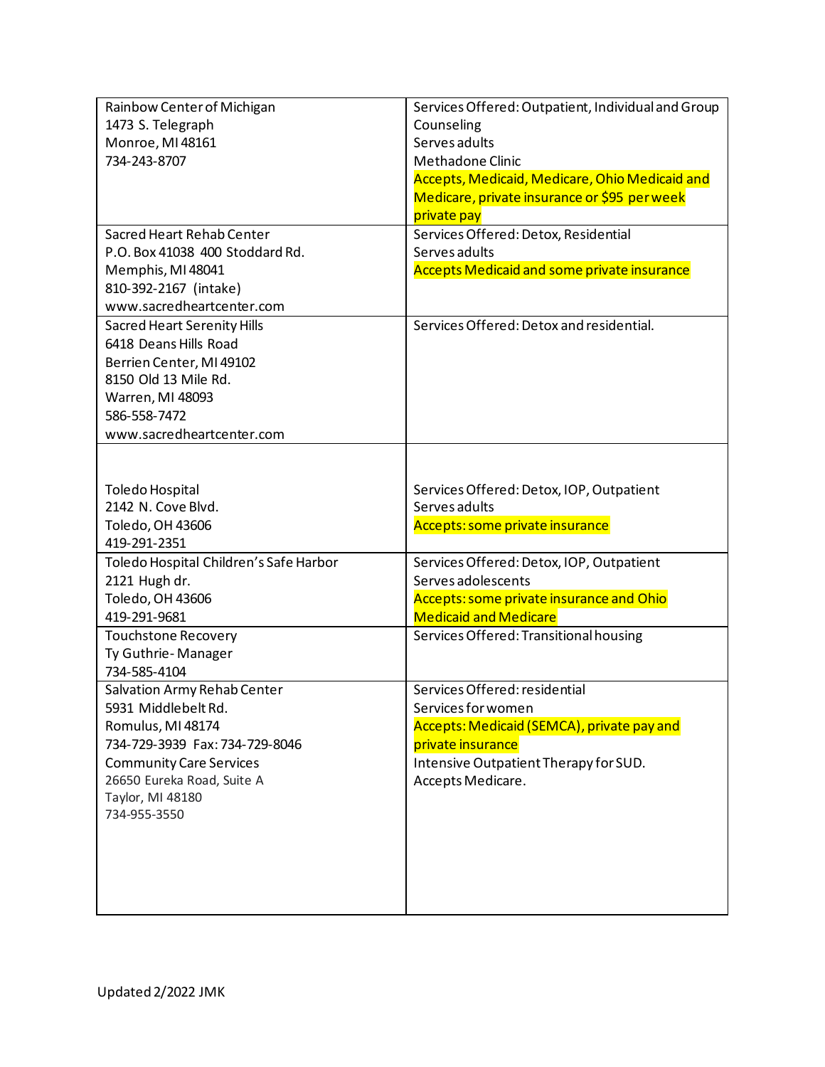| | |
|---|---|
| Rainbow Center of Michigan<br>1473 S. Telegraph<br>Monroe, MI 48161<br>734-243-8707 | Services Offered: Outpatient, Individual and Group Counseling<br>Serves adults<br>Methadone Clinic<br>Accepts, Medicaid, Medicare, Ohio Medicaid and Medicare, private insurance or $95 per week private pay |
| Sacred Heart Rehab Center<br>P.O. Box 41038 400 Stoddard Rd.<br>Memphis, MI 48041<br>810-392-2167 (intake)<br>www.sacredheartcenter.com | Services Offered: Detox, Residential<br>Serves adults<br>Accepts Medicaid and some private insurance |
| Sacred Heart Serenity Hills<br>6418 Deans Hills Road<br>Berrien Center, MI 49102<br>8150 Old 13 Mile Rd.<br>Warren, MI 48093<br>586-558-7472<br>www.sacredheartcenter.com | Services Offered: Detox and residential. |
| Toledo Hospital<br>2142 N. Cove Blvd.<br>Toledo, OH 43606<br>419-291-2351 | Services Offered: Detox, IOP, Outpatient<br>Serves adults<br>Accepts: some private insurance |
| Toledo Hospital Children's Safe Harbor<br>2121 Hugh dr.<br>Toledo, OH 43606<br>419-291-9681 | Services Offered: Detox, IOP, Outpatient<br>Serves adolescents<br>Accepts: some private insurance and Ohio Medicaid and Medicare |
| Touchstone Recovery<br>Ty Guthrie- Manager<br>734-585-4104 | Services Offered: Transitional housing |
| Salvation Army Rehab Center<br>5931 Middlebelt Rd.<br>Romulus, MI 48174<br>734-729-3939 Fax: 734-729-8046<br>Community Care Services<br>26650 Eureka Road, Suite A<br>Taylor, MI 48180<br>734-955-3550 | Services Offered: residential<br>Services for women<br>Accepts: Medicaid (SEMCA), private pay and private insurance<br>Intensive Outpatient Therapy for SUD.<br>Accepts Medicare. |

Updated 2/2022 JMK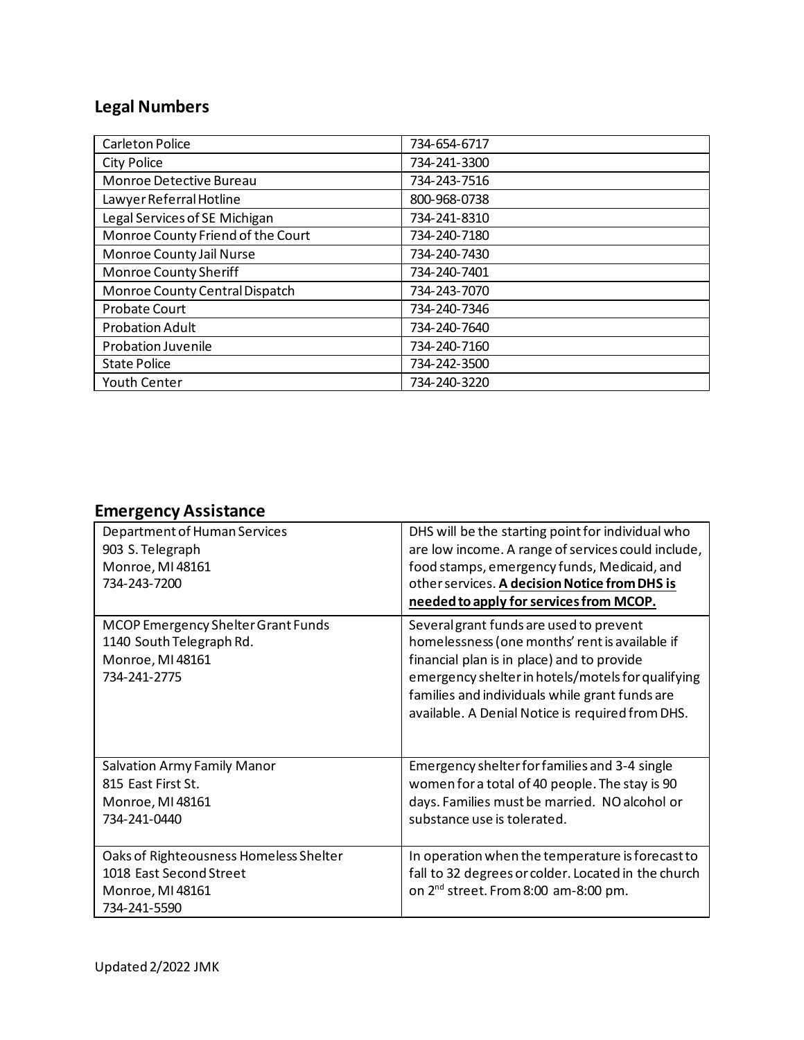## Legal Numbers

| | |
|---|---|
| Carleton Police | 734-654-6717 |
| City Police | 734-241-3300 |
| Monroe Detective Bureau | 734-243-7516 |
| Lawyer Referral Hotline | 800-968-0738 |
| Legal Services of SE Michigan | 734-241-8310 |
| Monroe County Friend of the Court | 734-240-7180 |
| Monroe County Jail Nurse | 734-240-7430 |
| Monroe County Sheriff | 734-240-7401 |
| Monroe County Central Dispatch | 734-243-7070 |
| Probate Court | 734-240-7346 |
| Probation Adult | 734-240-7640 |
| Probation Juvenile | 734-240-7160 |
| State Police | 734-242-3500 |
| Youth Center | 734-240-3220 |

## Emergency Assistance

| | |
|---|---|
| Department of Human Services<br>903 S. Telegraph<br>Monroe, MI 48161<br>734-243-7200 | DHS will be the starting point for individual who are low income. A range of services could include, food stamps, emergency funds, Medicaid, and other services. **A decision Notice from DHS is needed to apply for services from MCOP.** |
| MCOP Emergency Shelter Grant Funds<br>1140 South Telegraph Rd.<br>Monroe, MI 48161<br>734-241-2775 | Several grant funds are used to prevent homelessness (one months' rent is available if financial plan is in place) and to provide emergency shelter in hotels/motels for qualifying families and individuals while grant funds are available. A Denial Notice is required from DHS. |
| Salvation Army Family Manor<br>815 East First St.<br>Monroe, MI 48161<br>734-241-0440 | Emergency shelter for families and 3-4 single women for a total of 40 people. The stay is 90 days. Families must be married. NO alcohol or substance use is tolerated. |
| Oaks of Righteousness Homeless Shelter<br>1018 East Second Street<br>Monroe, MI 48161<br>734-241-5590 | In operation when the temperature is forecast to fall to 32 degrees or colder. Located in the church on 2nd street. From 8:00 am-8:00 pm. |

Updated 2/2022 JMK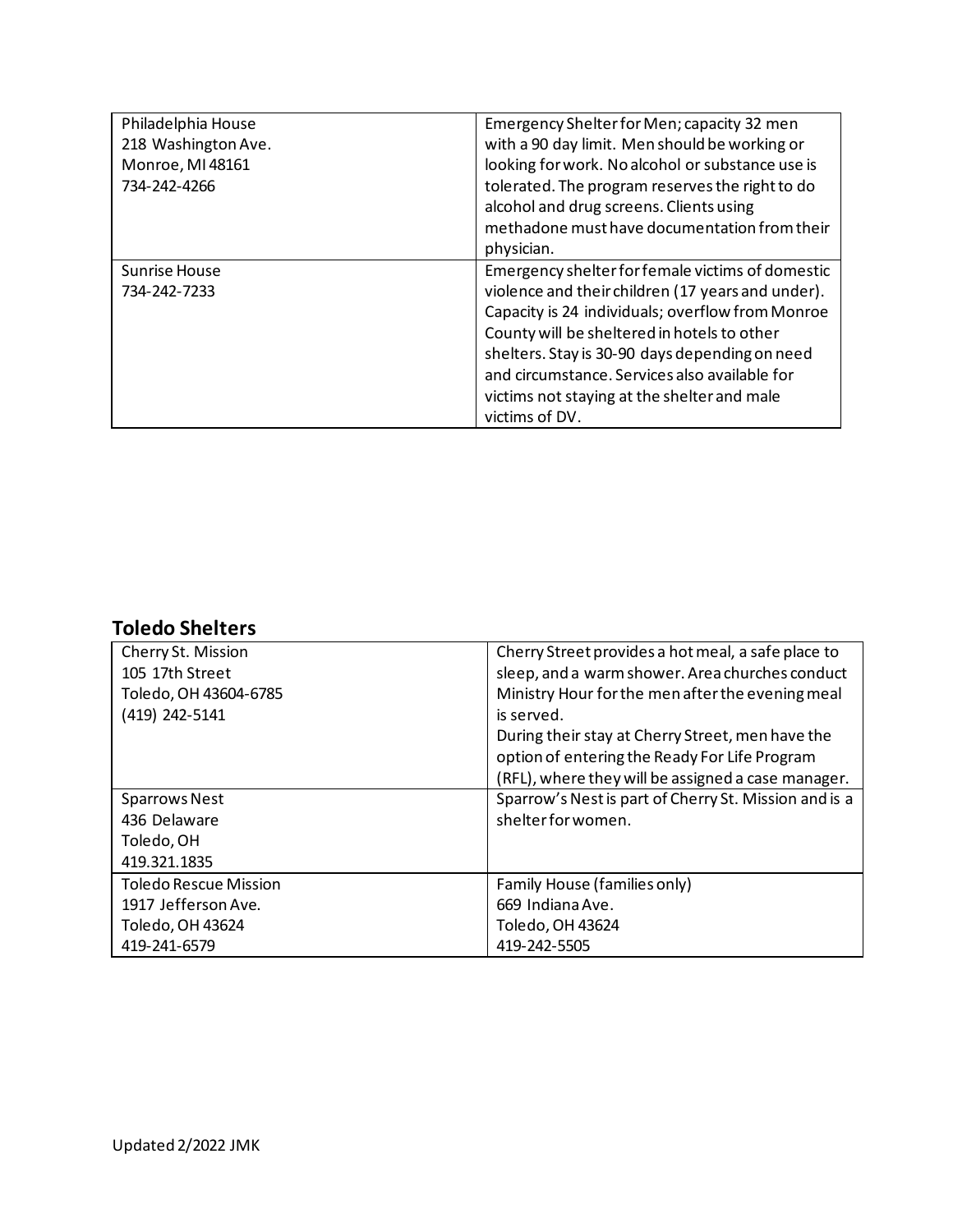| Philadelphia House<br>218 Washington Ave.<br>Monroe, MI 48161<br>734-242-4266 | Emergency Shelter for Men; capacity 32 men with a 90 day limit. Men should be working or looking for work. No alcohol or substance use is tolerated. The program reserves the right to do alcohol and drug screens. Clients using methadone must have documentation from their physician. |
|---|---|
| Sunrise House<br>734-242-7233 | Emergency shelter for female victims of domestic violence and their children (17 years and under). Capacity is 24 individuals; overflow from Monroe County will be sheltered in hotels to other shelters. Stay is 30-90 days depending on need and circumstance. Services also available for victims not staying at the shelter and male victims of DV. |

## Toledo Shelters

| Cherry St. Mission<br>105 17th Street<br>Toledo, OH 43604-6785<br>(419) 242-5141 | Cherry Street provides a hot meal, a safe place to sleep, and a warm shower. Area churches conduct Ministry Hour for the men after the evening meal is served.<br>During their stay at Cherry Street, men have the option of entering the Ready For Life Program (RFL), where they will be assigned a case manager. |
|---|---|
| Sparrows Nest<br>436 Delaware<br>Toledo, OH<br>419.321.1835 | Sparrow's Nest is part of Cherry St. Mission and is a shelter for women. |
| Toledo Rescue Mission<br>1917 Jefferson Ave.<br>Toledo, OH 43624<br>419-241-6579 | Family House (families only)<br>669 Indiana Ave.<br>Toledo, OH 43624<br>419-242-5505 |

Updated 2/2022 JMK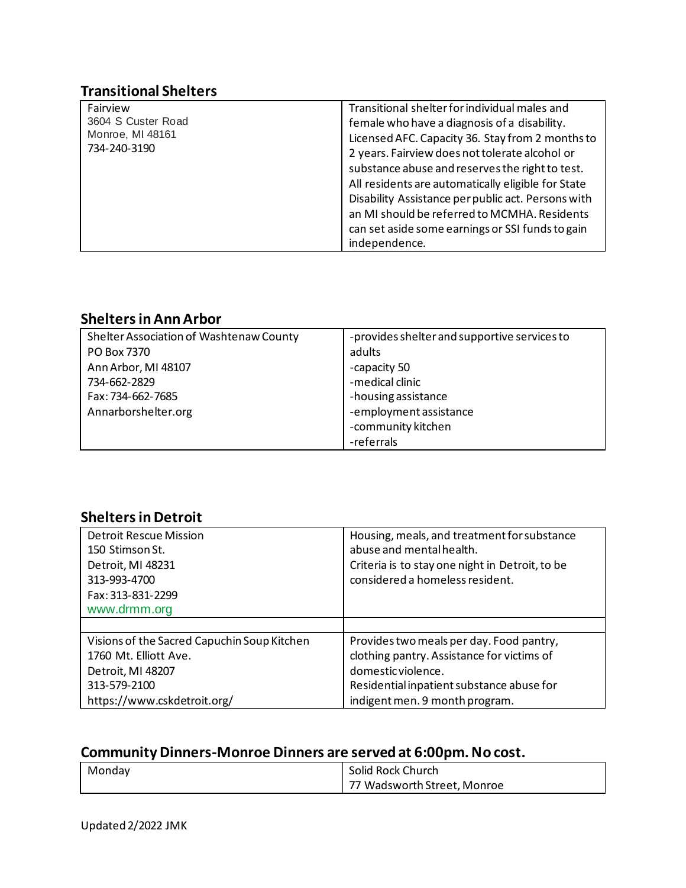## Transitional Shelters

| Fairview<br>3604 S Custer Road<br>Monroe, MI 48161<br>734-240-3190 | Transitional shelter for individual males and female who have a diagnosis of a disability. Licensed AFC. Capacity 36. Stay from 2 months to 2 years. Fairview does not tolerate alcohol or substance abuse and reserves the right to test. All residents are automatically eligible for State Disability Assistance per public act. Persons with an MI should be referred to MCMHA. Residents can set aside some earnings or SSI funds to gain independence. |
|---|---|

## Shelters in Ann Arbor

| Shelter Association of Washtenaw County<br>PO Box 7370<br>Ann Arbor, MI 48107<br>734-662-2829<br>Fax: 734-662-7685<br>Annarborshelter.org | -provides shelter and supportive services to adults<br>-capacity 50<br>-medical clinic<br>-housing assistance<br>-employment assistance<br>-community kitchen<br>-referrals |
|---|---|

## Shelters in Detroit

| Detroit Rescue Mission<br>150 Stimson St.<br>Detroit, MI 48231<br>313-993-4700<br>Fax: 313-831-2299<br>www.drmm.org | Housing, meals, and treatment for substance abuse and mental health.<br>Criteria is to stay one night in Detroit, to be considered a homeless resident. |
|---|---|
| | |
| Visions of the Sacred Capuchin Soup Kitchen<br>1760 Mt. Elliott Ave.<br>Detroit, MI 48207<br>313-579-2100<br>https://www.cskdetroit.org/ | Provides two meals per day. Food pantry, clothing pantry. Assistance for victims of domestic violence.<br>Residential inpatient substance abuse for indigent men. 9 month program. |

## Community Dinners-Monroe Dinners are served at 6:00pm. No cost.

| Monday | Solid Rock Church<br>77 Wadsworth Street, Monroe |
|---|---|

Updated 2/2022 JMK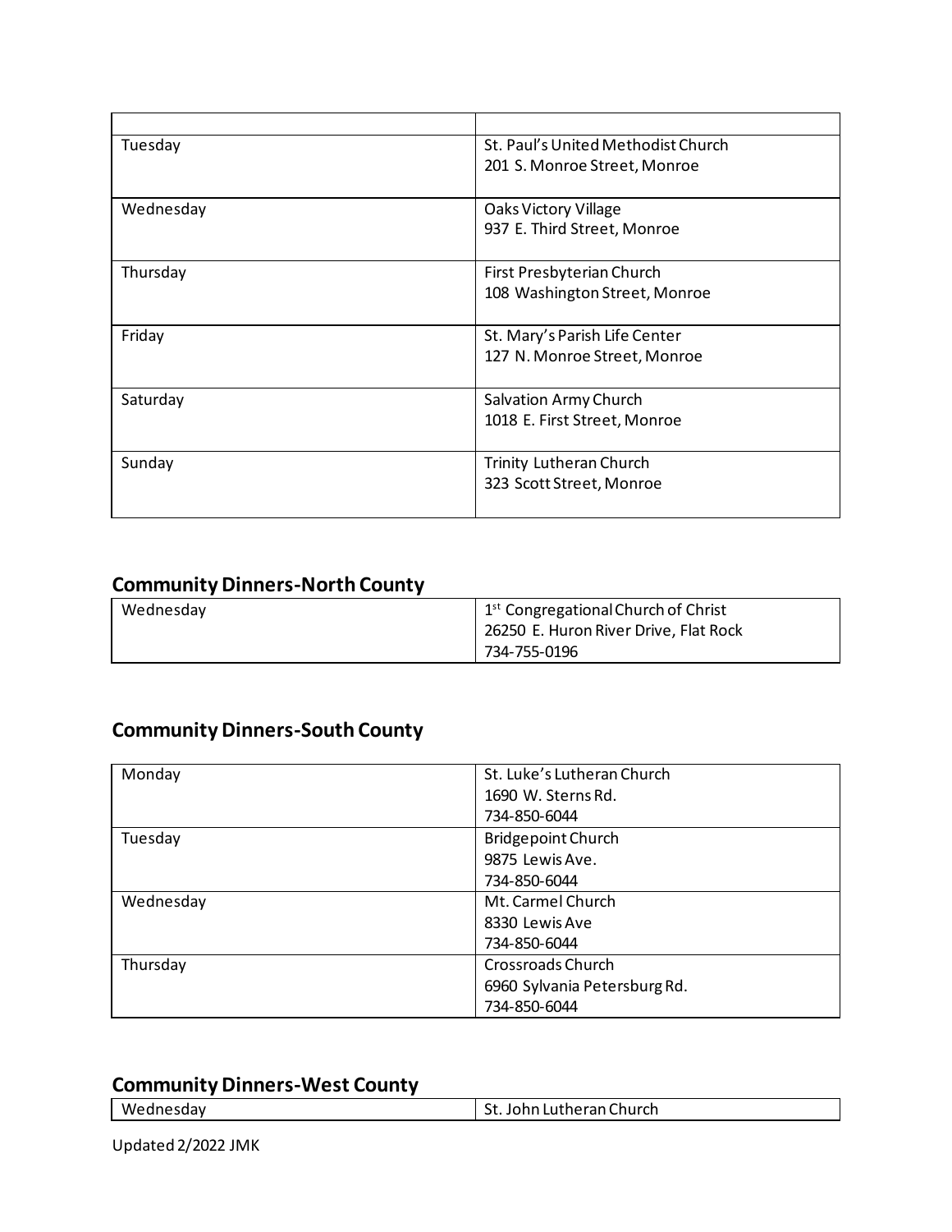| | |
|---|---|
| Tuesday | St. Paul's United Methodist Church<br>201 S. Monroe Street, Monroe |
| Wednesday | Oaks Victory Village<br>937 E. Third Street, Monroe |
| Thursday | First Presbyterian Church<br>108 Washington Street, Monroe |
| Friday | St. Mary's Parish Life Center<br>127 N. Monroe Street, Monroe |
| Saturday | Salvation Army Church<br>1018 E. First Street, Monroe |
| Sunday | Trinity Lutheran Church<br>323 Scott Street, Monroe |

## Community Dinners-North County

| | |
|---|---|
| Wednesday | 1st Congregational Church of Christ<br>26250 E. Huron River Drive, Flat Rock<br>734-755-0196 |

## Community Dinners-South County

| | |
|---|---|
| Monday | St. Luke's Lutheran Church<br>1690 W. Sterns Rd.<br>734-850-6044 |
| Tuesday | Bridgepoint Church<br>9875 Lewis Ave.<br>734-850-6044 |
| Wednesday | Mt. Carmel Church<br>8330 Lewis Ave<br>734-850-6044 |
| Thursday | Crossroads Church<br>6960 Sylvania Petersburg Rd.<br>734-850-6044 |

## Community Dinners-West County

| | |
|---|---|
| Wednesday | St. John Lutheran Church |

Updated 2/2022 JMK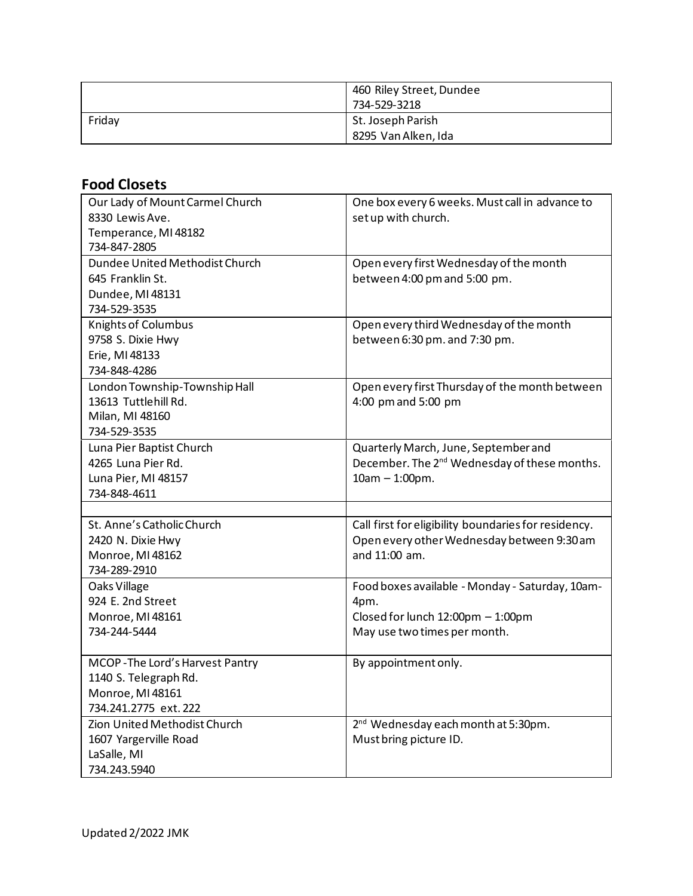| | |
|---|---|
| | 460 Riley Street, Dundee<br>734-529-3218 |
| Friday | St. Joseph Parish<br>8295 Van Alken, Ida |

## Food Closets

| | |
|---|---|
| Our Lady of Mount Carmel Church<br>8330 Lewis Ave.<br>Temperance, MI 48182<br>734-847-2805 | One box every 6 weeks. Must call in advance to set up with church. |
| Dundee United Methodist Church<br>645 Franklin St.<br>Dundee, MI 48131<br>734-529-3535 | Open every first Wednesday of the month between 4:00 pm and 5:00 pm. |
| Knights of Columbus<br>9758 S. Dixie Hwy<br>Erie, MI 48133<br>734-848-4286 | Open every third Wednesday of the month between 6:30 pm. and 7:30 pm. |
| London Township-Township Hall<br>13613 Tuttlehill Rd.<br>Milan, MI 48160<br>734-529-3535 | Open every first Thursday of the month between 4:00 pm and 5:00 pm |
| Luna Pier Baptist Church<br>4265 Luna Pier Rd.<br>Luna Pier, MI 48157<br>734-848-4611 | Quarterly March, June, September and December. The 2nd Wednesday of these months. 10am – 1:00pm. |
| | |
| St. Anne's Catholic Church<br>2420 N. Dixie Hwy<br>Monroe, MI 48162<br>734-289-2910 | Call first for eligibility boundaries for residency. Open every other Wednesday between 9:30 am and 11:00 am. |
| Oaks Village<br>924 E. 2nd Street<br>Monroe, MI 48161<br>734-244-5444 | Food boxes available - Monday - Saturday, 10am-4pm.<br>Closed for lunch 12:00pm – 1:00pm<br>May use two times per month. |
| MCOP -The Lord's Harvest Pantry<br>1140 S. Telegraph Rd.<br>Monroe, MI 48161<br>734.241.2775 ext. 222 | By appointment only. |
| Zion United Methodist Church<br>1607 Yargerville Road<br>LaSalle, MI<br>734.243.5940 | 2nd Wednesday each month at 5:30pm.<br>Must bring picture ID. |

Updated 2/2022 JMK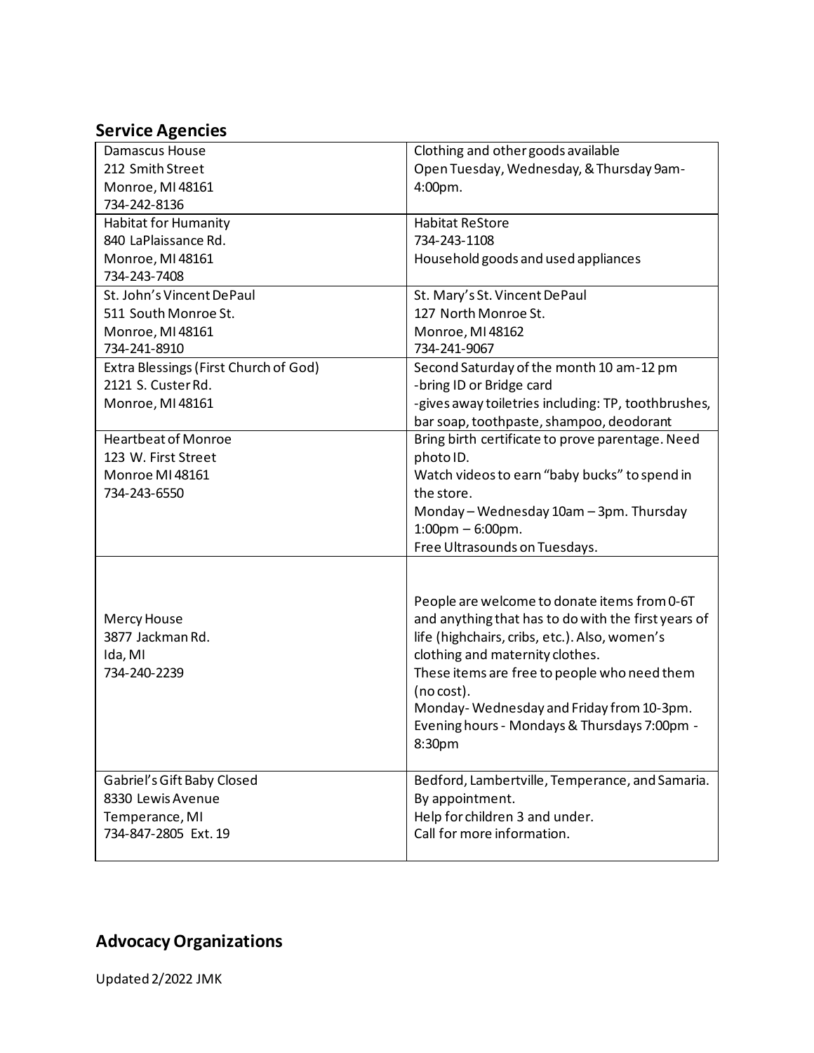## Service Agencies

| | |
|---|---|
| Damascus House<br>212 Smith Street<br>Monroe, MI 48161<br>734-242-8136 | Clothing and other goods available<br>Open Tuesday, Wednesday, & Thursday 9am-4:00pm. |
| Habitat for Humanity<br>840 LaPlaissance Rd.<br>Monroe, MI 48161<br>734-243-7408 | Habitat ReStore<br>734-243-1108<br>Household goods and used appliances |
| St. John's Vincent DePaul<br>511 South Monroe St.<br>Monroe, MI 48161<br>734-241-8910 | St. Mary's St. Vincent DePaul<br>127 North Monroe St.<br>Monroe, MI 48162<br>734-241-9067 |
| Extra Blessings (First Church of God)<br>2121 S. Custer Rd.<br>Monroe, MI 48161 | Second Saturday of the month 10 am-12 pm<br>-bring ID or Bridge card<br>-gives away toiletries including: TP, toothbrushes, bar soap, toothpaste, shampoo, deodorant |
| Heartbeat of Monroe<br>123 W. First Street<br>Monroe MI 48161<br>734-243-6550 | Bring birth certificate to prove parentage. Need photo ID.<br>Watch videos to earn "baby bucks" to spend in the store.<br>Monday – Wednesday 10am – 3pm. Thursday 1:00pm – 6:00pm.<br>Free Ultrasounds on Tuesdays. |
| Mercy House<br>3877 Jackman Rd.<br>Ida, MI<br>734-240-2239 | People are welcome to donate items from 0-6T and anything that has to do with the first years of life (highchairs, cribs, etc.). Also, women's clothing and maternity clothes.<br>These items are free to people who need them (no cost).<br>Monday- Wednesday and Friday from 10-3pm.<br>Evening hours - Mondays & Thursdays 7:00pm - 8:30pm |
| Gabriel's Gift Baby Closed<br>8330 Lewis Avenue<br>Temperance, MI<br>734-847-2805 Ext. 19 | Bedford, Lambertville, Temperance, and Samaria.<br>By appointment.<br>Help for children 3 and under.<br>Call for more information. |

## Advocacy Organizations

Updated 2/2022 JMK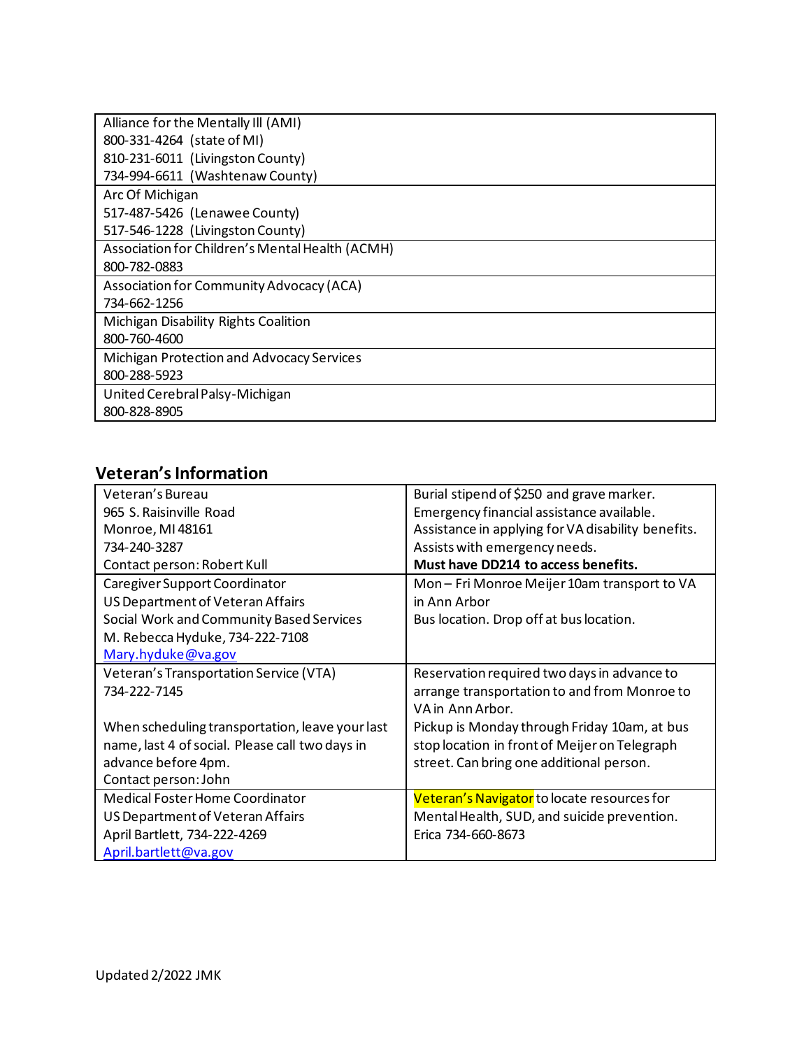| |
|---|
| Alliance for the Mentally Ill (AMI)<br>800-331-4264 (state of MI)<br>810-231-6011 (Livingston County)<br>734-994-6611 (Washtenaw County) |
| Arc Of Michigan<br>517-487-5426 (Lenawee County)<br>517-546-1228 (Livingston County) |
| Association for Children's Mental Health (ACMH)<br>800-782-0883 |
| Association for Community Advocacy (ACA)<br>734-662-1256 |
| Michigan Disability Rights Coalition<br>800-760-4600 |
| Michigan Protection and Advocacy Services<br>800-288-5923 |
| United Cerebral Palsy-Michigan<br>800-828-8905 |

## Veteran's Information

| | |
|---|---|
| Veteran's Bureau<br>965 S. Raisinville Road<br>Monroe, MI 48161<br>734-240-3287<br>Contact person: Robert Kull | Burial stipend of $250 and grave marker.<br>Emergency financial assistance available.<br>Assistance in applying for VA disability benefits.<br>Assists with emergency needs.<br>**Must have DD214 to access benefits.** |
| Caregiver Support Coordinator<br>US Department of Veteran Affairs<br>Social Work and Community Based Services<br>M. Rebecca Hyduke, 734-222-7108<br>Mary.hyduke@va.gov | Mon – Fri Monroe Meijer 10am transport to VA in Ann Arbor<br>Bus location. Drop off at bus location. |
| Veteran's Transportation Service (VTA)<br>734-222-7145<br><br>When scheduling transportation, leave your last name, last 4 of social. Please call two days in advance before 4pm.<br>Contact person: John | Reservation required two days in advance to arrange transportation to and from Monroe to VA in Ann Arbor.<br>Pickup is Monday through Friday 10am, at bus stop location in front of Meijer on Telegraph street. Can bring one additional person. |
| Medical Foster Home Coordinator<br>US Department of Veteran Affairs<br>April Bartlett, 734-222-4269<br>April.bartlett@va.gov | Veteran's Navigator to locate resources for Mental Health, SUD, and suicide prevention.<br>Erica 734-660-8673 |

Updated 2/2022 JMK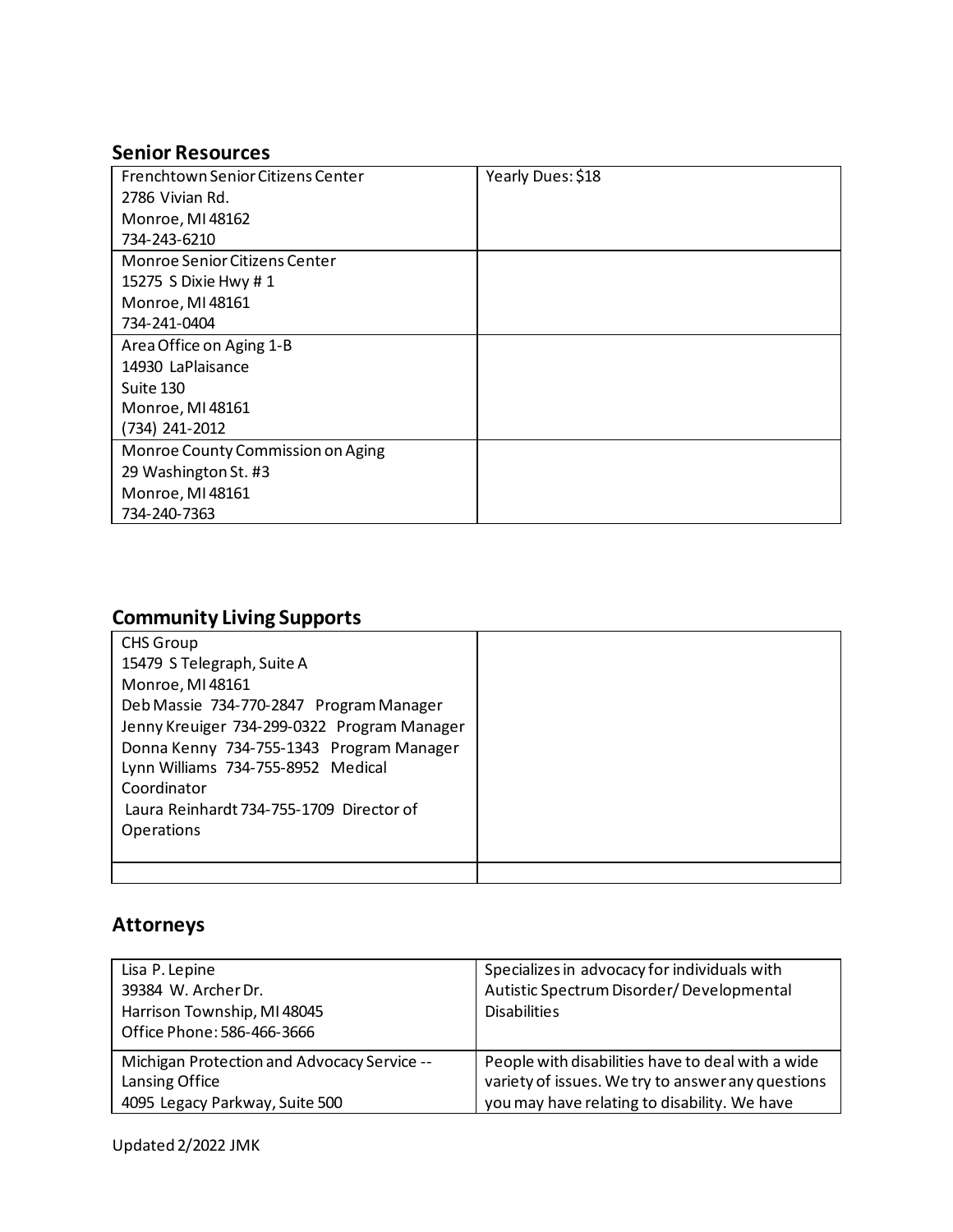## Senior Resources

| | |
|---|---|
| Frenchtown Senior Citizens Center<br>2786 Vivian Rd.<br>Monroe, MI 48162<br>734-243-6210 | Yearly Dues: $18 |
| Monroe Senior Citizens Center<br>15275 S Dixie Hwy # 1<br>Monroe, MI 48161<br>734-241-0404 | |
| Area Office on Aging 1-B<br>14930 LaPlaisance<br>Suite 130<br>Monroe, MI 48161<br>(734) 241-2012 | |
| Monroe County Commission on Aging<br>29 Washington St. #3<br>Monroe, MI 48161<br>734-240-7363 | |

## Community Living Supports

| | |
|---|---|
| CHS Group<br>15479 S Telegraph, Suite A<br>Monroe, MI 48161<br>Deb Massie 734-770-2847 Program Manager<br>Jenny Kreuiger 734-299-0322 Program Manager<br>Donna Kenny 734-755-1343 Program Manager<br>Lynn Williams 734-755-8952 Medical Coordinator<br>Laura Reinhardt 734-755-1709 Director of Operations | |
| | |

## Attorneys

| | |
|---|---|
| Lisa P. Lepine<br>39384 W. Archer Dr.<br>Harrison Township, MI 48045<br>Office Phone: 586-466-3666 | Specializes in advocacy for individuals with Autistic Spectrum Disorder/ Developmental Disabilities |
| Michigan Protection and Advocacy Service -- Lansing Office<br>4095 Legacy Parkway, Suite 500 | People with disabilities have to deal with a wide variety of issues. We try to answer any questions you may have relating to disability. We have |

Updated 2/2022 JMK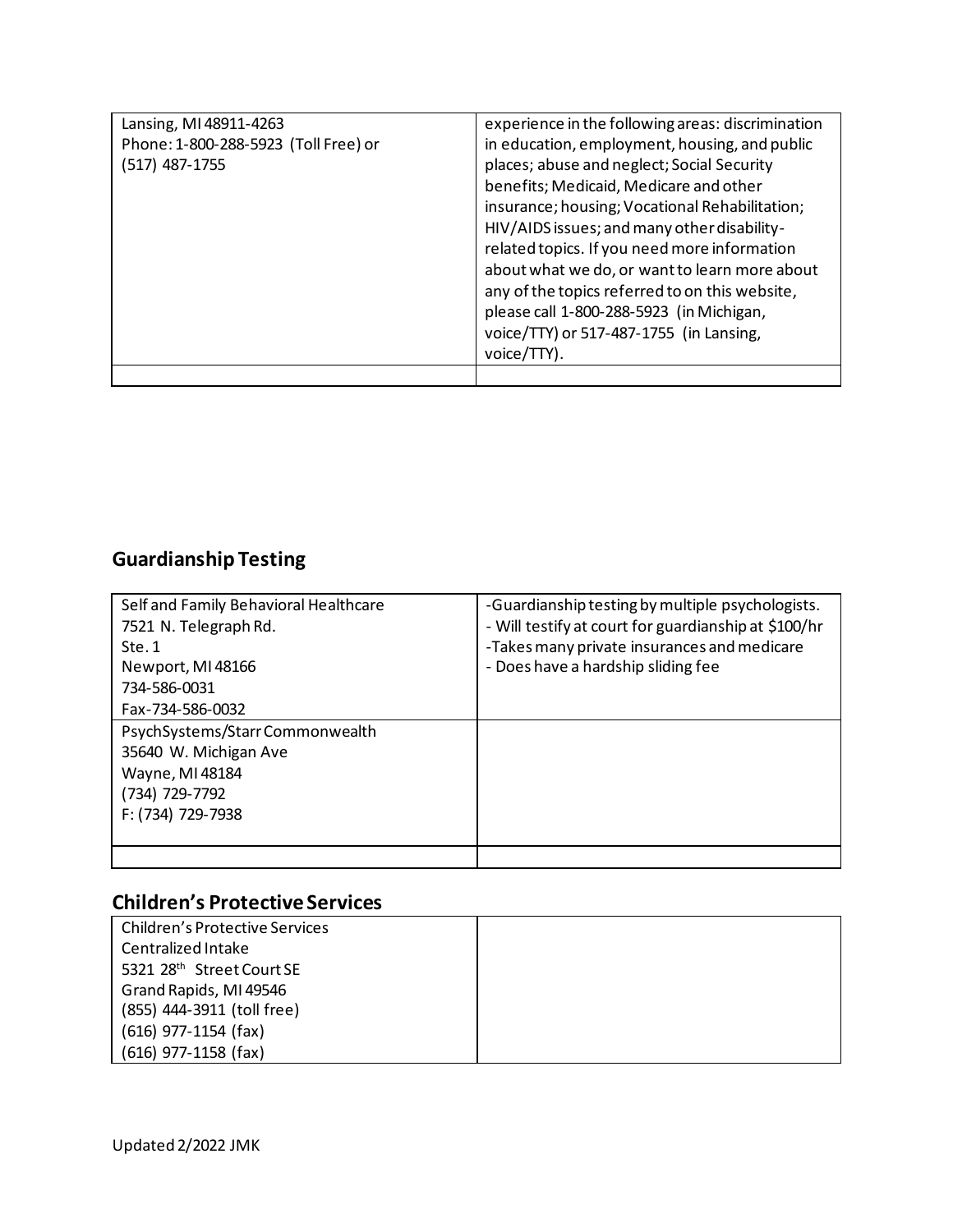| | |
|---|---|
| Lansing, MI 48911-4263<br>Phone: 1-800-288-5923 (Toll Free) or (517) 487-1755 | experience in the following areas: discrimination in education, employment, housing, and public places; abuse and neglect; Social Security benefits; Medicaid, Medicare and other insurance; housing; Vocational Rehabilitation; HIV/AIDS issues; and many other disability-related topics. If you need more information about what we do, or want to learn more about any of the topics referred to on this website, please call 1-800-288-5923 (in Michigan, voice/TTY) or 517-487-1755 (in Lansing, voice/TTY). |
| | |

## Guardianship Testing

| | |
|---|---|
| Self and Family Behavioral Healthcare<br>7521 N. Telegraph Rd.<br>Ste. 1<br>Newport, MI 48166<br>734-586-0031<br>Fax-734-586-0032 | -Guardianship testing by multiple psychologists.<br>- Will testify at court for guardianship at $100/hr<br>-Takes many private insurances and medicare<br>- Does have a hardship sliding fee |
| PsychSystems/Starr Commonwealth<br>35640 W. Michigan Ave<br>Wayne, MI 48184<br>(734) 729-7792<br>F: (734) 729-7938 | |
| | |

## Children's Protective Services

| | |
|---|---|
| Children's Protective Services<br>Centralized Intake<br>5321 28th Street Court SE<br>Grand Rapids, MI 49546<br>(855) 444-3911 (toll free)<br>(616) 977-1154 (fax)<br>(616) 977-1158 (fax) | |

Updated 2/2022 JMK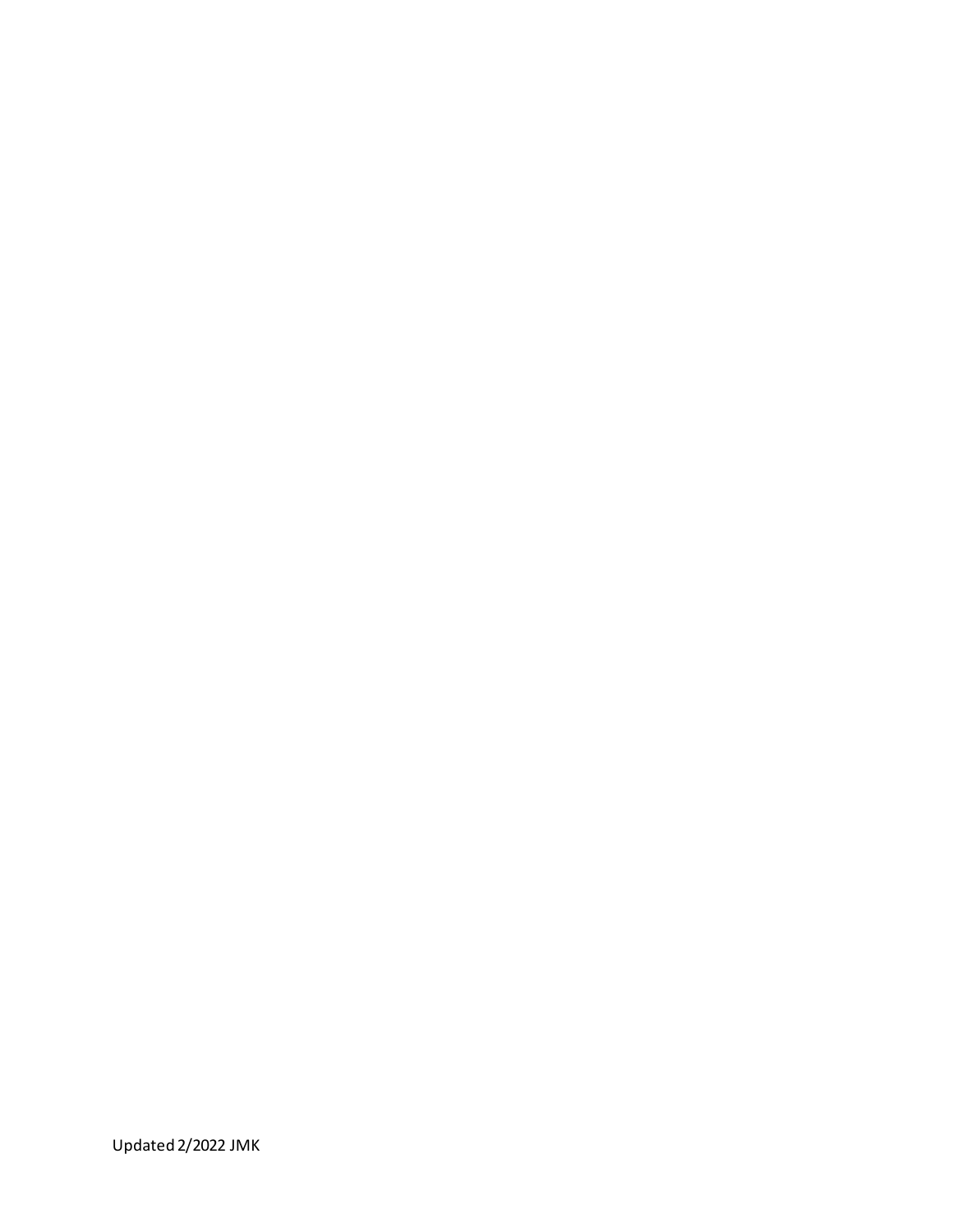Updated 2/2022 JMK